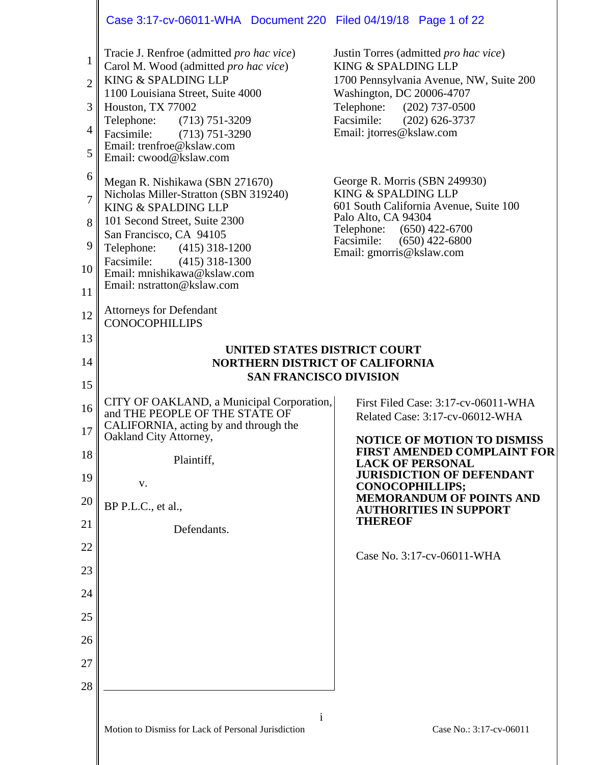Tracie J. Renfroe (admitted *pro hac vice*)
Carol M. Wood (admitted *pro hac vice*)
KING & SPALDING LLP
1100 Louisiana Street, Suite 4000
Houston, TX 77002
Telephone: (713) 751-3209
Facsimile: (713) 751-3290
Email: trenfroe@kslaw.com
Email: cwood@kslaw.com

Justin Torres (admitted *pro hac vice*)
KING & SPALDING LLP
1700 Pennsylvania Avenue, NW, Suite 200
Washington, DC 20006-4707
Telephone: (202) 737-0500
Facsimile: (202) 626-3737
Email: jtorres@kslaw.com

Megan R. Nishikawa (SBN 271670)
Nicholas Miller-Stratton (SBN 319240)
KING & SPALDING LLP
101 Second Street, Suite 2300
San Francisco, CA 94105
Telephone: (415) 318-1200
Facsimile: (415) 318-1300
Email: mnishikawa@kslaw.com
Email: nstratton@kslaw.com

George R. Morris (SBN 249930)
KING & SPALDING LLP
601 South California Avenue, Suite 100
Palo Alto, CA 94304
Telephone: (650) 422-6700
Facsimile: (650) 422-6800
Email: gmorris@kslaw.com

Attorneys for Defendant
CONOCOPHILLIPS

**UNITED STATES DISTRICT COURT**
**NORTHERN DISTRICT OF CALIFORNIA**
**SAN FRANCISCO DIVISION**

CITY OF OAKLAND, a Municipal Corporation, and THE PEOPLE OF THE STATE OF CALIFORNIA, acting by and through the Oakland City Attorney,

Plaintiff,

v.

BP P.L.C., et al.,

Defendants.

First Filed Case: 3:17-cv-06011-WHA
Related Case: 3:17-cv-06012-WHA

**NOTICE OF MOTION TO DISMISS FIRST AMENDED COMPLAINT FOR LACK OF PERSONAL JURISDICTION OF DEFENDANT CONOCOPHILLIPS; MEMORANDUM OF POINTS AND AUTHORITIES IN SUPPORT THEREOF**

Case No. 3:17-cv-06011-WHA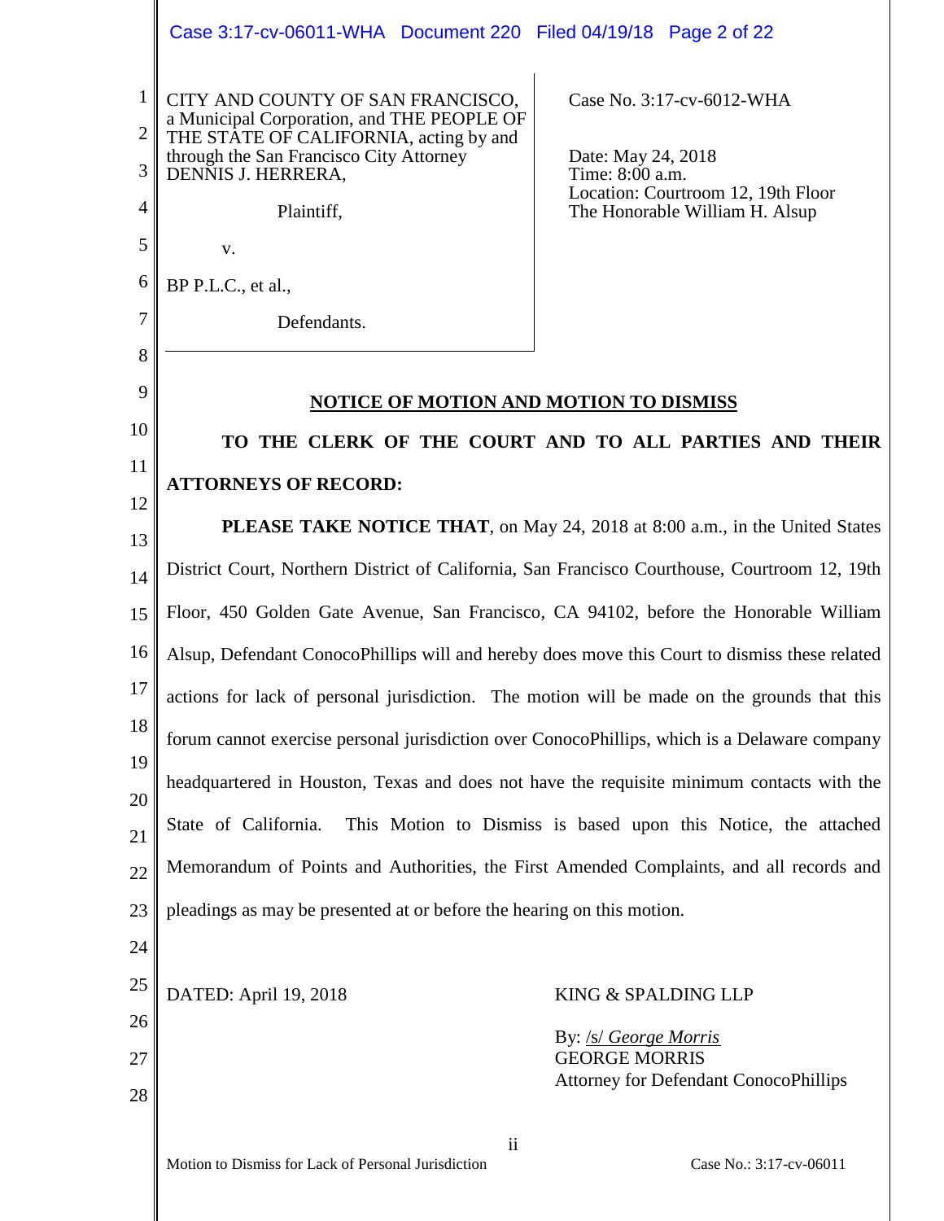CITY AND COUNTY OF SAN FRANCISCO, a Municipal Corporation, and THE PEOPLE OF THE STATE OF CALIFORNIA, acting by and through the San Francisco City Attorney DENNIS J. HERRERA,

Plaintiff,

v.

BP P.L.C., et al.,

Defendants.

Case No. 3:17-cv-6012-WHA

Date: May 24, 2018
Time: 8:00 a.m.
Location: Courtroom 12, 19th Floor
The Honorable William H. Alsup

**NOTICE OF MOTION AND MOTION TO DISMISS**

**TO THE CLERK OF THE COURT AND TO ALL PARTIES AND THEIR ATTORNEYS OF RECORD:**

**PLEASE TAKE NOTICE THAT**, on May 24, 2018 at 8:00 a.m., in the United States District Court, Northern District of California, San Francisco Courthouse, Courtroom 12, 19th Floor, 450 Golden Gate Avenue, San Francisco, CA 94102, before the Honorable William Alsup, Defendant ConocoPhillips will and hereby does move this Court to dismiss these related actions for lack of personal jurisdiction. The motion will be made on the grounds that this forum cannot exercise personal jurisdiction over ConocoPhillips, which is a Delaware company headquartered in Houston, Texas and does not have the requisite minimum contacts with the State of California. This Motion to Dismiss is based upon this Notice, the attached Memorandum of Points and Authorities, the First Amended Complaints, and all records and pleadings as may be presented at or before the hearing on this motion.

DATED: April 19, 2018

KING & SPALDING LLP

By: /s/ *George Morris*
GEORGE MORRIS
Attorney for Defendant ConocoPhillips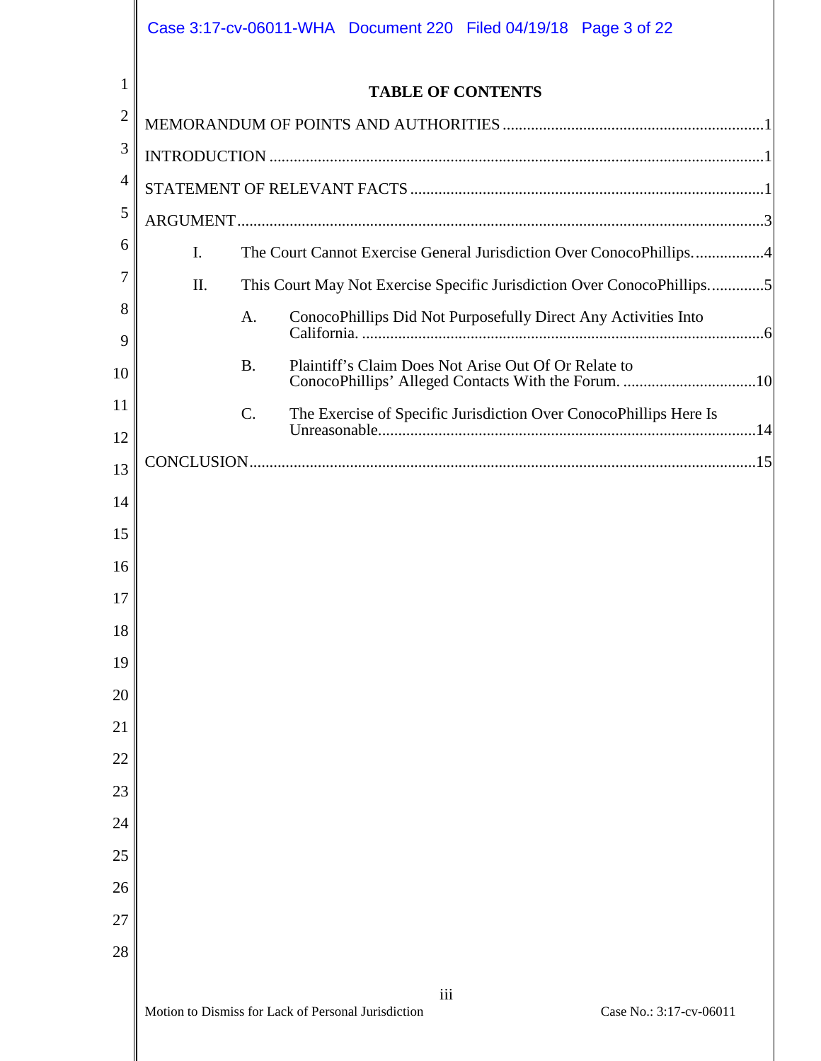# TABLE OF CONTENTS

MEMORANDUM OF POINTS AND AUTHORITIES ....................................................................1

INTRODUCTION ..............................................................................................................1

STATEMENT OF RELEVANT FACTS ...............................................................................1

ARGUMENT ....................................................................................................................3

- I. The Court Cannot Exercise General Jurisdiction Over ConocoPhillips. ..................4
- II. This Court May Not Exercise Specific Jurisdiction Over ConocoPhillips. ..............5
  - A. ConocoPhillips Did Not Purposefully Direct Any Activities Into California. ....................................................................................................6
  - B. Plaintiff's Claim Does Not Arise Out Of Or Relate to ConocoPhillips' Alleged Contacts With the Forum. .................................10
  - C. The Exercise of Specific Jurisdiction Over ConocoPhillips Here Is Unreasonable.............................................................................................14

CONCLUSION.................................................................................................................15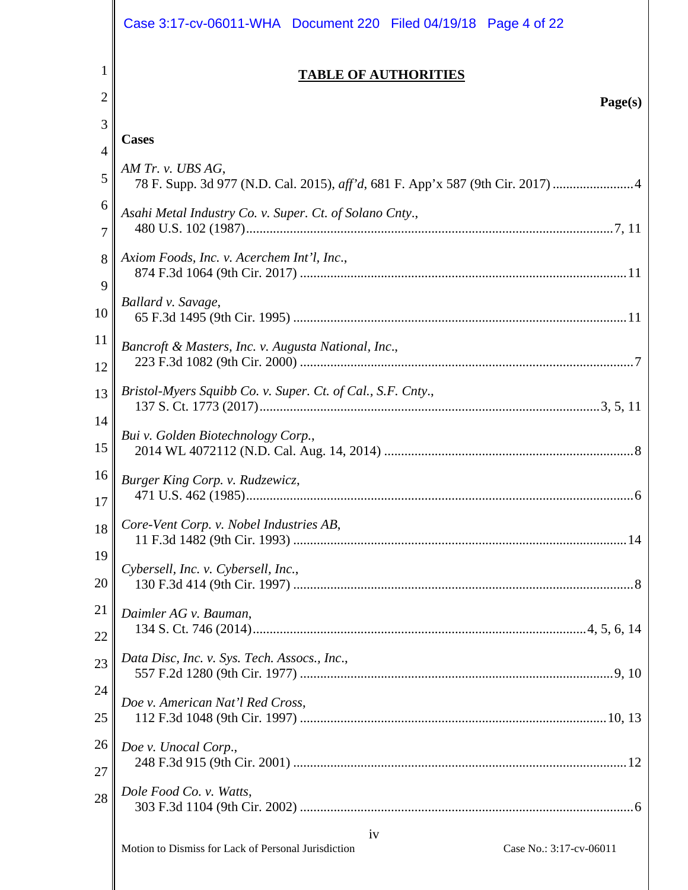# TABLE OF AUTHORITIES

**Page(s)**

**Cases**

*AM Tr. v. UBS AG*,
78 F. Supp. 3d 977 (N.D. Cal. 2015), *aff'd*, 681 F. App'x 587 (9th Cir. 2017) ........................4

*Asahi Metal Industry Co. v. Super. Ct. of Solano Cnty*.,
480 U.S. 102 (1987)............................................................................................................7, 11

*Axiom Foods, Inc. v. Acerchem Int'l, Inc*.,
874 F.3d 1064 (9th Cir. 2017) ................................................................................................11

*Ballard v. Savage*,
65 F.3d 1495 (9th Cir. 1995) ..................................................................................................11

*Bancroft & Masters, Inc. v. Augusta National, Inc*.,
223 F.3d 1082 (9th Cir. 2000) ..................................................................................................7

*Bristol-Myers Squibb Co. v. Super. Ct. of Cal., S.F. Cnty*.,
137 S. Ct. 1773 (2017)...................................................................................................3, 5, 11

*Bui v. Golden Biotechnology Corp.*,
2014 WL 4072112 (N.D. Cal. Aug. 14, 2014) .........................................................................8

*Burger King Corp. v. Rudzewicz*,
471 U.S. 462 (1985)..................................................................................................................6

*Core-Vent Corp. v. Nobel Industries AB*,
11 F.3d 1482 (9th Cir. 1993) ..................................................................................................14

*Cybersell, Inc. v. Cybersell, Inc.*,
130 F.3d 414 (9th Cir. 1997) ....................................................................................................8

*Daimler AG v. Bauman*,
134 S. Ct. 746 (2014).................................................................................................4, 5, 6, 14

*Data Disc, Inc. v. Sys. Tech. Assocs., Inc*.,
557 F.2d 1280 (9th Cir. 1977) ............................................................................................9, 10

*Doe v. American Nat'l Red Cross*,
112 F.3d 1048 (9th Cir. 1997) ..........................................................................................10, 13

*Doe v. Unocal Corp*.,
248 F.3d 915 (9th Cir. 2001) ..................................................................................................12

*Dole Food Co. v. Watts*,
303 F.3d 1104 (9th Cir. 2002) ..................................................................................................6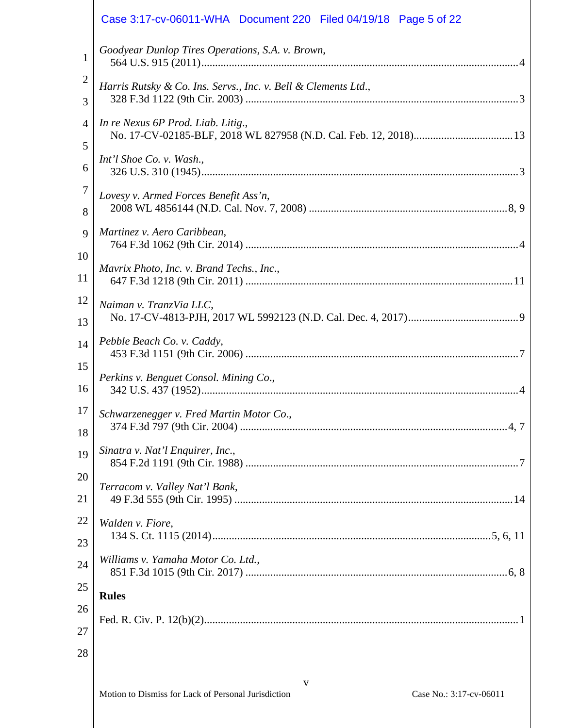*Goodyear Dunlop Tires Operations, S.A. v. Brown*,
564 U.S. 915 (2011)....................................................................................................4

*Harris Rutsky & Co. Ins. Servs., Inc. v. Bell & Clements Ltd*.,
328 F.3d 1122 (9th Cir. 2003) ....................................................................................3

*In re Nexus 6P Prod. Liab. Litig*.,
No. 17-CV-02185-BLF, 2018 WL 827958 (N.D. Cal. Feb. 12, 2018).....................................13

*Int'l Shoe Co. v. Wash*.,
326 U.S. 310 (1945)....................................................................................................3

*Lovesy v. Armed Forces Benefit Ass'n*,
2008 WL 4856144 (N.D. Cal. Nov. 7, 2008) .........................................................................8, 9

*Martinez v. Aero Caribbean*,
764 F.3d 1062 (9th Cir. 2014) ....................................................................................4

*Mavrix Photo, Inc. v. Brand Techs., Inc*.,
647 F.3d 1218 (9th Cir. 2011) ....................................................................................11

*Naiman v. TranzVia LLC*,
No. 17-CV-4813-PJH, 2017 WL 5992123 (N.D. Cal. Dec. 4, 2017)........................................9

*Pebble Beach Co. v. Caddy*,
453 F.3d 1151 (9th Cir. 2006) ....................................................................................7

*Perkins v. Benguet Consol. Mining Co*.,
342 U.S. 437 (1952)....................................................................................................4

*Schwarzenegger v. Fred Martin Motor Co*.,
374 F.3d 797 (9th Cir. 2004) ....................................................................................4, 7

*Sinatra v. Nat'l Enquirer, Inc*.,
854 F.2d 1191 (9th Cir. 1988) ....................................................................................7

*Terracom v. Valley Nat'l Bank*,
49 F.3d 555 (9th Cir. 1995) ......................................................................................14

*Walden v. Fiore*,
134 S. Ct. 1115 (2014)....................................................................................5, 6, 11

*Williams v. Yamaha Motor Co. Ltd*.,
851 F.3d 1015 (9th Cir. 2017) ................................................................................6, 8

**Rules**

Fed. R. Civ. P. 12(b)(2)..................................................................................................1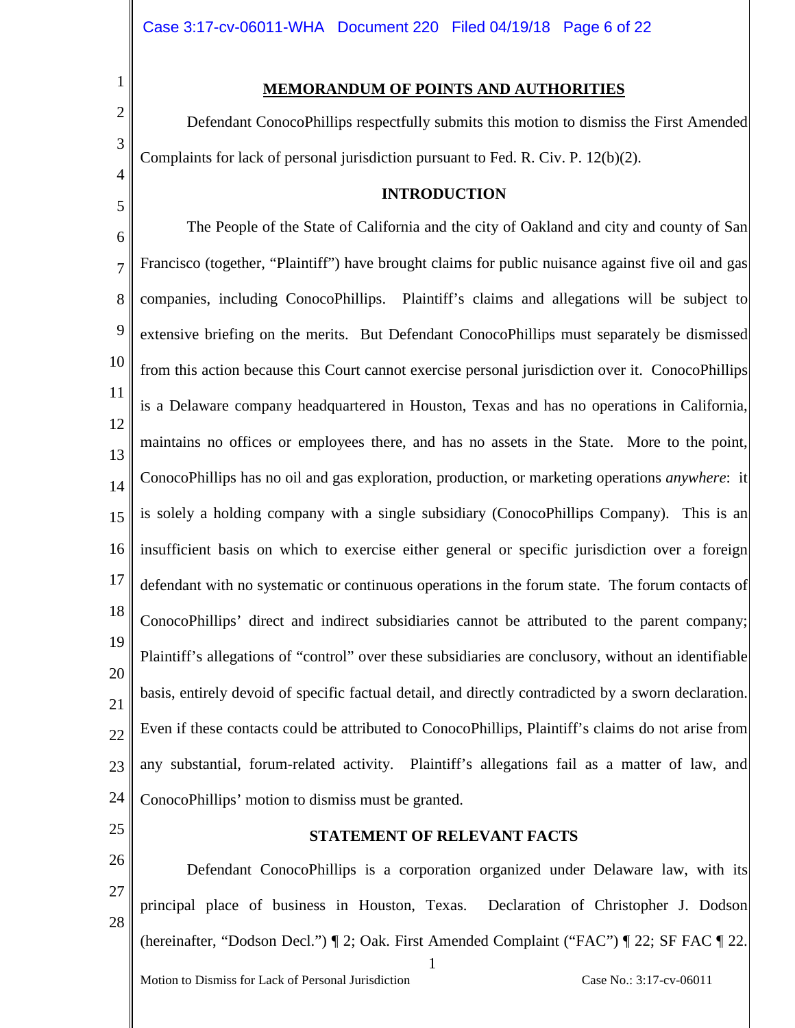## MEMORANDUM OF POINTS AND AUTHORITIES

Defendant ConocoPhillips respectfully submits this motion to dismiss the First Amended Complaints for lack of personal jurisdiction pursuant to Fed. R. Civ. P. 12(b)(2).

## INTRODUCTION

The People of the State of California and the city of Oakland and city and county of San Francisco (together, "Plaintiff") have brought claims for public nuisance against five oil and gas companies, including ConocoPhillips. Plaintiff's claims and allegations will be subject to extensive briefing on the merits. But Defendant ConocoPhillips must separately be dismissed from this action because this Court cannot exercise personal jurisdiction over it. ConocoPhillips is a Delaware company headquartered in Houston, Texas and has no operations in California, maintains no offices or employees there, and has no assets in the State. More to the point, ConocoPhillips has no oil and gas exploration, production, or marketing operations *anywhere*: it is solely a holding company with a single subsidiary (ConocoPhillips Company). This is an insufficient basis on which to exercise either general or specific jurisdiction over a foreign defendant with no systematic or continuous operations in the forum state. The forum contacts of ConocoPhillips' direct and indirect subsidiaries cannot be attributed to the parent company; Plaintiff's allegations of "control" over these subsidiaries are conclusory, without an identifiable basis, entirely devoid of specific factual detail, and directly contradicted by a sworn declaration. Even if these contacts could be attributed to ConocoPhillips, Plaintiff's claims do not arise from any substantial, forum-related activity. Plaintiff's allegations fail as a matter of law, and ConocoPhillips' motion to dismiss must be granted.

## STATEMENT OF RELEVANT FACTS

Defendant ConocoPhillips is a corporation organized under Delaware law, with its principal place of business in Houston, Texas. Declaration of Christopher J. Dodson (hereinafter, "Dodson Decl.") ¶ 2; Oak. First Amended Complaint ("FAC") ¶ 22; SF FAC ¶ 22.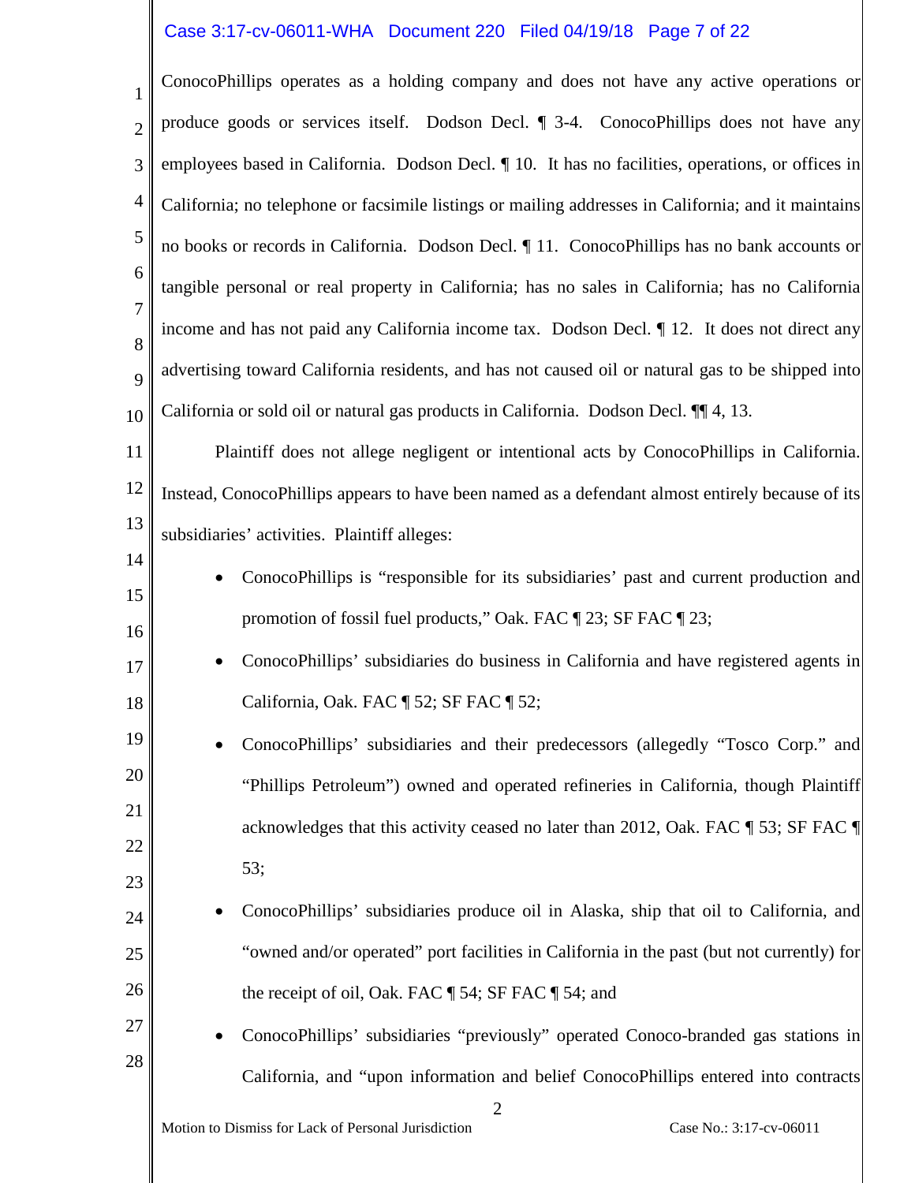ConocoPhillips operates as a holding company and does not have any active operations or produce goods or services itself. Dodson Decl. ¶ 3-4. ConocoPhillips does not have any employees based in California. Dodson Decl. ¶ 10. It has no facilities, operations, or offices in California; no telephone or facsimile listings or mailing addresses in California; and it maintains no books or records in California. Dodson Decl. ¶ 11. ConocoPhillips has no bank accounts or tangible personal or real property in California; has no sales in California; has no California income and has not paid any California income tax. Dodson Decl. ¶ 12. It does not direct any advertising toward California residents, and has not caused oil or natural gas to be shipped into California or sold oil or natural gas products in California. Dodson Decl. ¶¶ 4, 13.

Plaintiff does not allege negligent or intentional acts by ConocoPhillips in California. Instead, ConocoPhillips appears to have been named as a defendant almost entirely because of its subsidiaries' activities. Plaintiff alleges:

- ConocoPhillips is "responsible for its subsidiaries' past and current production and promotion of fossil fuel products," Oak. FAC ¶ 23; SF FAC ¶ 23;
- ConocoPhillips' subsidiaries do business in California and have registered agents in California, Oak. FAC ¶ 52; SF FAC ¶ 52;
- ConocoPhillips' subsidiaries and their predecessors (allegedly "Tosco Corp." and "Phillips Petroleum") owned and operated refineries in California, though Plaintiff acknowledges that this activity ceased no later than 2012, Oak. FAC ¶ 53; SF FAC ¶ 53;
- ConocoPhillips' subsidiaries produce oil in Alaska, ship that oil to California, and "owned and/or operated" port facilities in California in the past (but not currently) for the receipt of oil, Oak. FAC ¶ 54; SF FAC ¶ 54; and
- ConocoPhillips' subsidiaries "previously" operated Conoco-branded gas stations in California, and "upon information and belief ConocoPhillips entered into contracts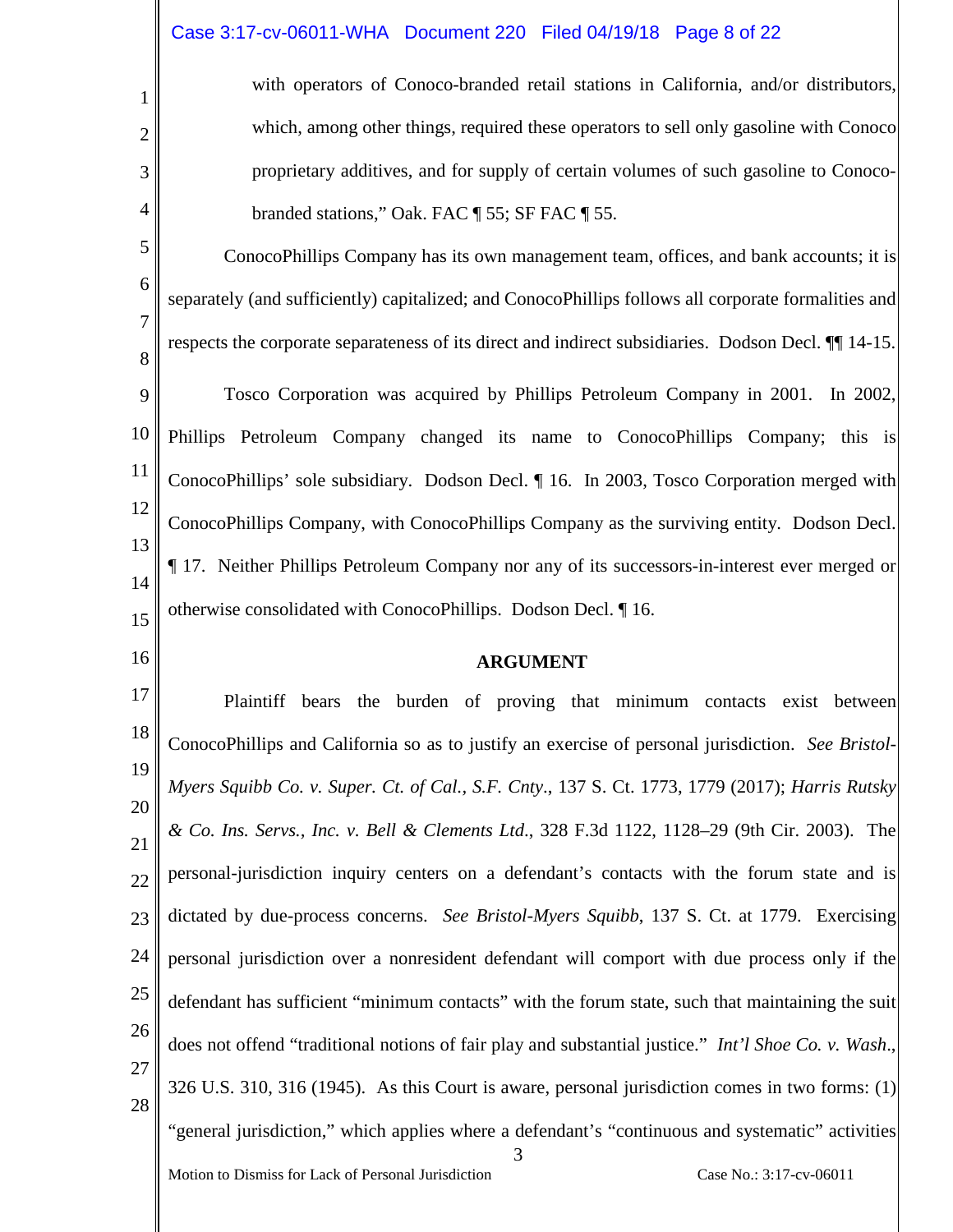> with operators of Conoco-branded retail stations in California, and/or distributors, which, among other things, required these operators to sell only gasoline with Conoco proprietary additives, and for supply of certain volumes of such gasoline to Conoco-branded stations," Oak. FAC ¶ 55; SF FAC ¶ 55.

ConocoPhillips Company has its own management team, offices, and bank accounts; it is separately (and sufficiently) capitalized; and ConocoPhillips follows all corporate formalities and respects the corporate separateness of its direct and indirect subsidiaries. Dodson Decl. ¶¶ 14-15.

Tosco Corporation was acquired by Phillips Petroleum Company in 2001. In 2002, Phillips Petroleum Company changed its name to ConocoPhillips Company; this is ConocoPhillips' sole subsidiary. Dodson Decl. ¶ 16. In 2003, Tosco Corporation merged with ConocoPhillips Company, with ConocoPhillips Company as the surviving entity. Dodson Decl. ¶ 17. Neither Phillips Petroleum Company nor any of its successors-in-interest ever merged or otherwise consolidated with ConocoPhillips. Dodson Decl. ¶ 16.

## ARGUMENT

Plaintiff bears the burden of proving that minimum contacts exist between ConocoPhillips and California so as to justify an exercise of personal jurisdiction. *See Bristol-Myers Squibb Co. v. Super. Ct. of Cal., S.F. Cnty.*, 137 S. Ct. 1773, 1779 (2017); *Harris Rutsky & Co. Ins. Servs., Inc. v. Bell & Clements Ltd.*, 328 F.3d 1122, 1128–29 (9th Cir. 2003). The personal-jurisdiction inquiry centers on a defendant's contacts with the forum state and is dictated by due-process concerns. *See Bristol-Myers Squibb*, 137 S. Ct. at 1779. Exercising personal jurisdiction over a nonresident defendant will comport with due process only if the defendant has sufficient "minimum contacts" with the forum state, such that maintaining the suit does not offend "traditional notions of fair play and substantial justice." *Int'l Shoe Co. v. Wash.*, 326 U.S. 310, 316 (1945). As this Court is aware, personal jurisdiction comes in two forms: (1) "general jurisdiction," which applies where a defendant's "continuous and systematic" activities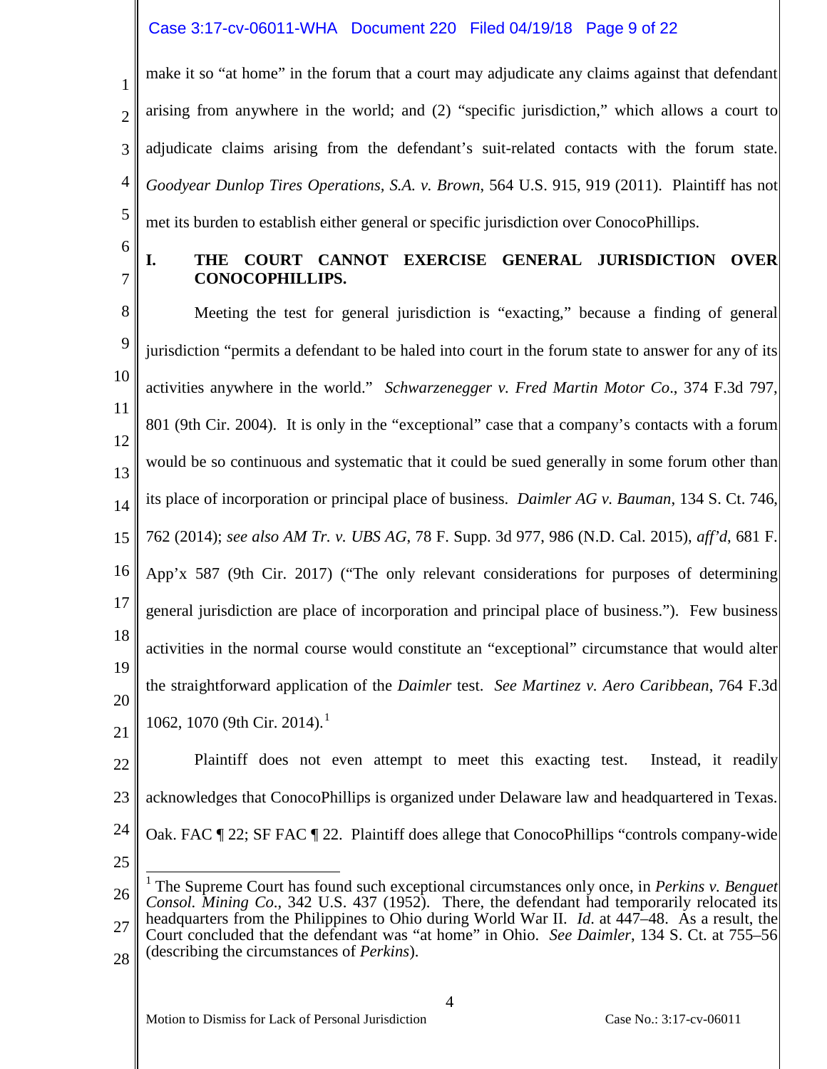make it so "at home" in the forum that a court may adjudicate any claims against that defendant arising from anywhere in the world; and (2) "specific jurisdiction," which allows a court to adjudicate claims arising from the defendant's suit-related contacts with the forum state. *Goodyear Dunlop Tires Operations, S.A. v. Brown*, 564 U.S. 915, 919 (2011). Plaintiff has not met its burden to establish either general or specific jurisdiction over ConocoPhillips.

## I. THE COURT CANNOT EXERCISE GENERAL JURISDICTION OVER CONOCOPHILLIPS.

Meeting the test for general jurisdiction is "exacting," because a finding of general jurisdiction "permits a defendant to be haled into court in the forum state to answer for any of its activities anywhere in the world." *Schwarzenegger v. Fred Martin Motor Co*., 374 F.3d 797, 801 (9th Cir. 2004). It is only in the "exceptional" case that a company's contacts with a forum would be so continuous and systematic that it could be sued generally in some forum other than its place of incorporation or principal place of business. *Daimler AG v. Bauman*, 134 S. Ct. 746, 762 (2014); *see also AM Tr. v. UBS AG*, 78 F. Supp. 3d 977, 986 (N.D. Cal. 2015), *aff'd*, 681 F. App'x 587 (9th Cir. 2017) ("The only relevant considerations for purposes of determining general jurisdiction are place of incorporation and principal place of business."). Few business activities in the normal course would constitute an "exceptional" circumstance that would alter the straightforward application of the *Daimler* test. *See Martinez v. Aero Caribbean*, 764 F.3d 1062, 1070 (9th Cir. 2014).[1]

Plaintiff does not even attempt to meet this exacting test. Instead, it readily acknowledges that ConocoPhillips is organized under Delaware law and headquartered in Texas. Oak. FAC ¶ 22; SF FAC ¶ 22. Plaintiff does allege that ConocoPhillips "controls company-wide

---

[1] The Supreme Court has found such exceptional circumstances only once, in *Perkins v. Benguet Consol. Mining Co*., 342 U.S. 437 (1952). There, the defendant had temporarily relocated its headquarters from the Philippines to Ohio during World War II. *Id*. at 447–48. As a result, the Court concluded that the defendant was "at home" in Ohio. *See Daimler*, 134 S. Ct. at 755–56 (describing the circumstances of *Perkins*).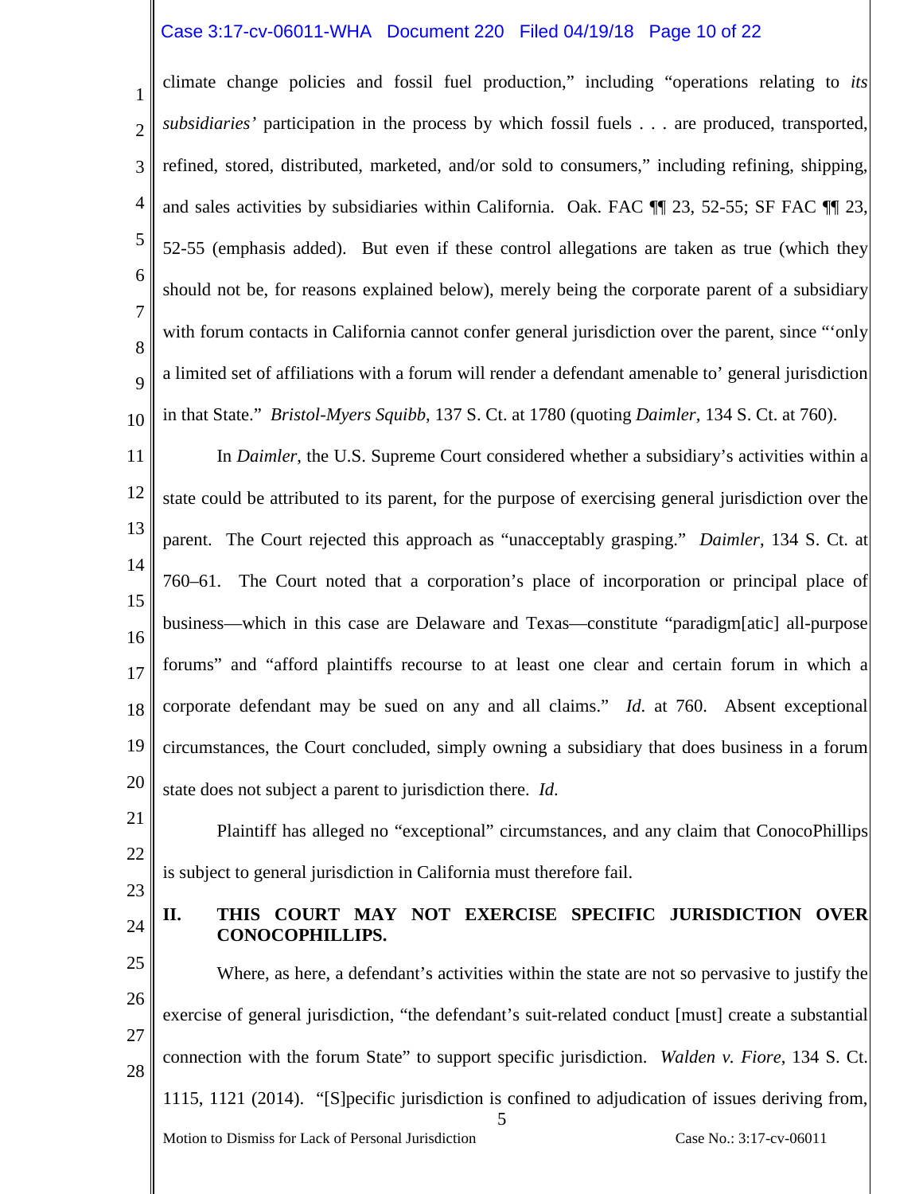climate change policies and fossil fuel production," including "operations relating to *its subsidiaries'* participation in the process by which fossil fuels . . . are produced, transported, refined, stored, distributed, marketed, and/or sold to consumers," including refining, shipping, and sales activities by subsidiaries within California. Oak. FAC ¶¶ 23, 52-55; SF FAC ¶¶ 23, 52-55 (emphasis added). But even if these control allegations are taken as true (which they should not be, for reasons explained below), merely being the corporate parent of a subsidiary with forum contacts in California cannot confer general jurisdiction over the parent, since "'only a limited set of affiliations with a forum will render a defendant amenable to' general jurisdiction in that State." *Bristol-Myers Squibb*, 137 S. Ct. at 1780 (quoting *Daimler*, 134 S. Ct. at 760).

In *Daimler*, the U.S. Supreme Court considered whether a subsidiary's activities within a state could be attributed to its parent, for the purpose of exercising general jurisdiction over the parent. The Court rejected this approach as "unacceptably grasping." *Daimler*, 134 S. Ct. at 760–61. The Court noted that a corporation's place of incorporation or principal place of business—which in this case are Delaware and Texas—constitute "paradigm[atic] all-purpose forums" and "afford plaintiffs recourse to at least one clear and certain forum in which a corporate defendant may be sued on any and all claims." *Id.* at 760. Absent exceptional circumstances, the Court concluded, simply owning a subsidiary that does business in a forum state does not subject a parent to jurisdiction there. *Id.*

Plaintiff has alleged no "exceptional" circumstances, and any claim that ConocoPhillips is subject to general jurisdiction in California must therefore fail.

## II. THIS COURT MAY NOT EXERCISE SPECIFIC JURISDICTION OVER CONOCOPHILLIPS.

Where, as here, a defendant's activities within the state are not so pervasive to justify the exercise of general jurisdiction, "the defendant's suit-related conduct [must] create a substantial connection with the forum State" to support specific jurisdiction. *Walden v. Fiore*, 134 S. Ct. 1115, 1121 (2014). "[S]pecific jurisdiction is confined to adjudication of issues deriving from,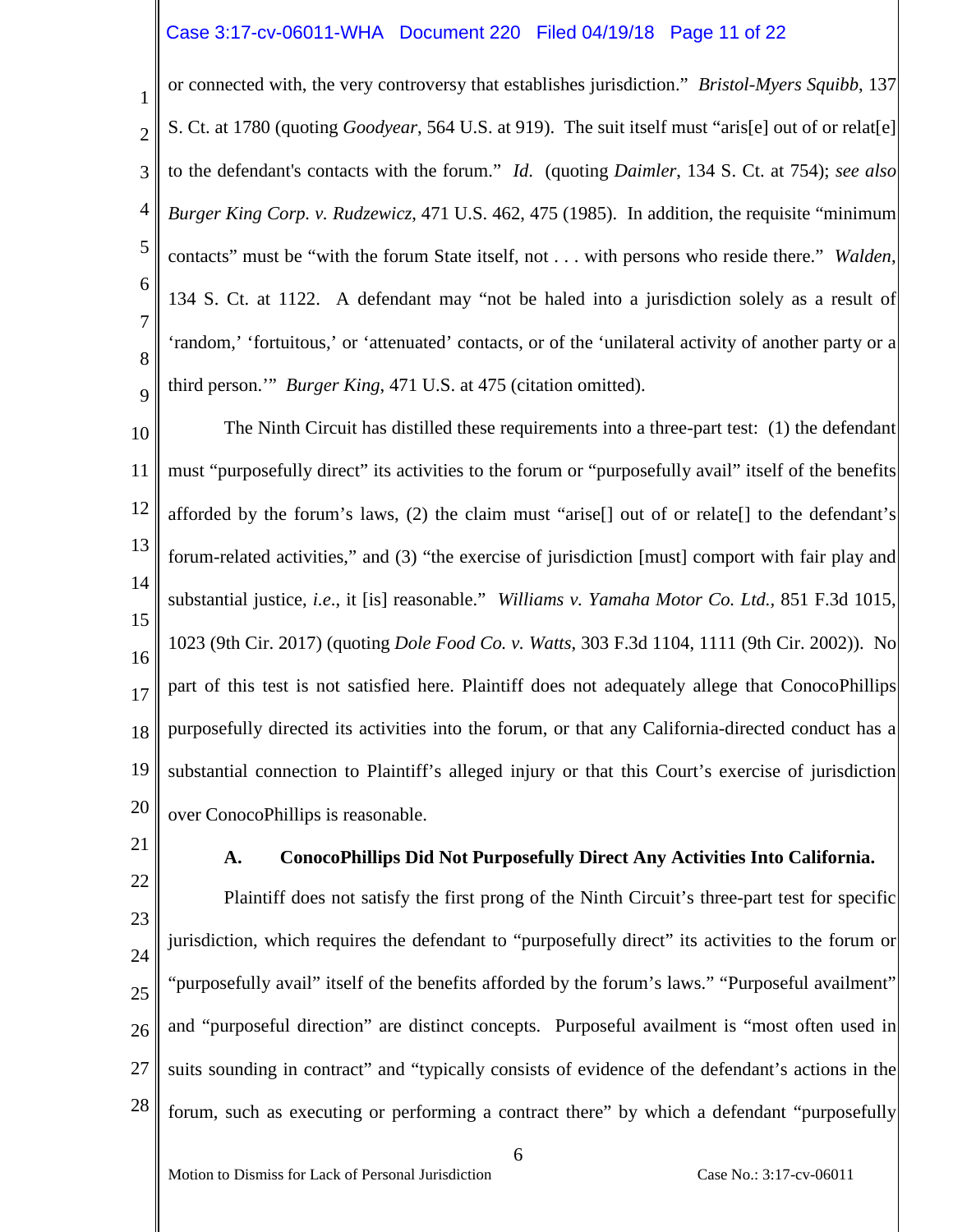or connected with, the very controversy that establishes jurisdiction." *Bristol-Myers Squibb*, 137 S. Ct. at 1780 (quoting *Goodyear*, 564 U.S. at 919). The suit itself must "aris[e] out of or relat[e] to the defendant's contacts with the forum." *Id.* (quoting *Daimler*, 134 S. Ct. at 754); *see also Burger King Corp. v. Rudzewicz*, 471 U.S. 462, 475 (1985). In addition, the requisite "minimum contacts" must be "with the forum State itself, not . . . with persons who reside there." *Walden*, 134 S. Ct. at 1122. A defendant may "not be haled into a jurisdiction solely as a result of 'random,' 'fortuitous,' or 'attenuated' contacts, or of the 'unilateral activity of another party or a third person.'" *Burger King*, 471 U.S. at 475 (citation omitted).

The Ninth Circuit has distilled these requirements into a three-part test: (1) the defendant must "purposefully direct" its activities to the forum or "purposefully avail" itself of the benefits afforded by the forum's laws, (2) the claim must "arise[] out of or relate[] to the defendant's forum-related activities," and (3) "the exercise of jurisdiction [must] comport with fair play and substantial justice, *i.e.*, it [is] reasonable." *Williams v. Yamaha Motor Co. Ltd.*, 851 F.3d 1015, 1023 (9th Cir. 2017) (quoting *Dole Food Co. v. Watts*, 303 F.3d 1104, 1111 (9th Cir. 2002)). No part of this test is not satisfied here. Plaintiff does not adequately allege that ConocoPhillips purposefully directed its activities into the forum, or that any California-directed conduct has a substantial connection to Plaintiff's alleged injury or that this Court's exercise of jurisdiction over ConocoPhillips is reasonable.

### A. ConocoPhillips Did Not Purposefully Direct Any Activities Into California.

Plaintiff does not satisfy the first prong of the Ninth Circuit's three-part test for specific jurisdiction, which requires the defendant to "purposefully direct" its activities to the forum or "purposefully avail" itself of the benefits afforded by the forum's laws." "Purposeful availment" and "purposeful direction" are distinct concepts. Purposeful availment is "most often used in suits sounding in contract" and "typically consists of evidence of the defendant's actions in the forum, such as executing or performing a contract there" by which a defendant "purposefully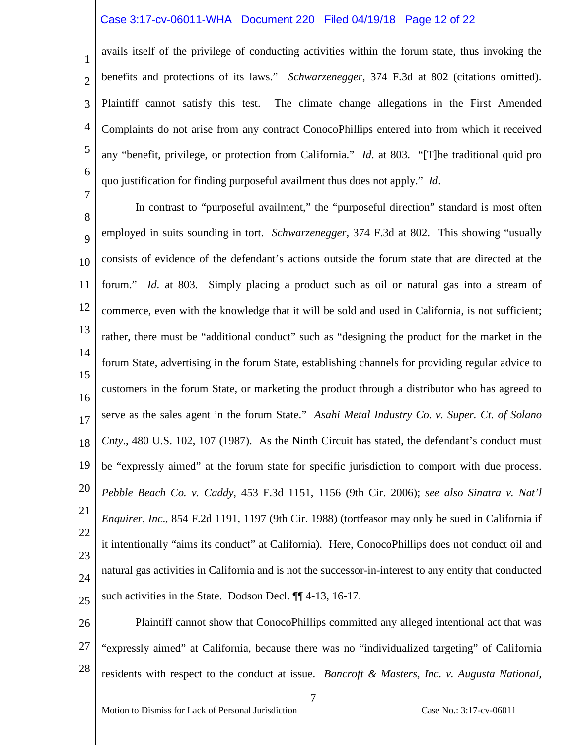avails itself of the privilege of conducting activities within the forum state, thus invoking the benefits and protections of its laws." *Schwarzenegger*, 374 F.3d at 802 (citations omitted). Plaintiff cannot satisfy this test. The climate change allegations in the First Amended Complaints do not arise from any contract ConocoPhillips entered into from which it received any "benefit, privilege, or protection from California." *Id*. at 803. "[T]he traditional quid pro quo justification for finding purposeful availment thus does not apply." *Id*.

In contrast to "purposeful availment," the "purposeful direction" standard is most often employed in suits sounding in tort. *Schwarzenegger*, 374 F.3d at 802. This showing "usually consists of evidence of the defendant's actions outside the forum state that are directed at the forum." *Id*. at 803. Simply placing a product such as oil or natural gas into a stream of commerce, even with the knowledge that it will be sold and used in California, is not sufficient; rather, there must be "additional conduct" such as "designing the product for the market in the forum State, advertising in the forum State, establishing channels for providing regular advice to customers in the forum State, or marketing the product through a distributor who has agreed to serve as the sales agent in the forum State." *Asahi Metal Industry Co. v. Super. Ct. of Solano Cnty*., 480 U.S. 102, 107 (1987). As the Ninth Circuit has stated, the defendant's conduct must be "expressly aimed" at the forum state for specific jurisdiction to comport with due process. *Pebble Beach Co. v. Caddy*, 453 F.3d 1151, 1156 (9th Cir. 2006); *see also Sinatra v. Nat'l Enquirer, Inc*., 854 F.2d 1191, 1197 (9th Cir. 1988) (tortfeasor may only be sued in California if it intentionally "aims its conduct" at California). Here, ConocoPhillips does not conduct oil and natural gas activities in California and is not the successor-in-interest to any entity that conducted such activities in the State. Dodson Decl. ¶¶ 4-13, 16-17.

Plaintiff cannot show that ConocoPhillips committed any alleged intentional act that was "expressly aimed" at California, because there was no "individualized targeting" of California residents with respect to the conduct at issue. *Bancroft & Masters, Inc. v. Augusta National,*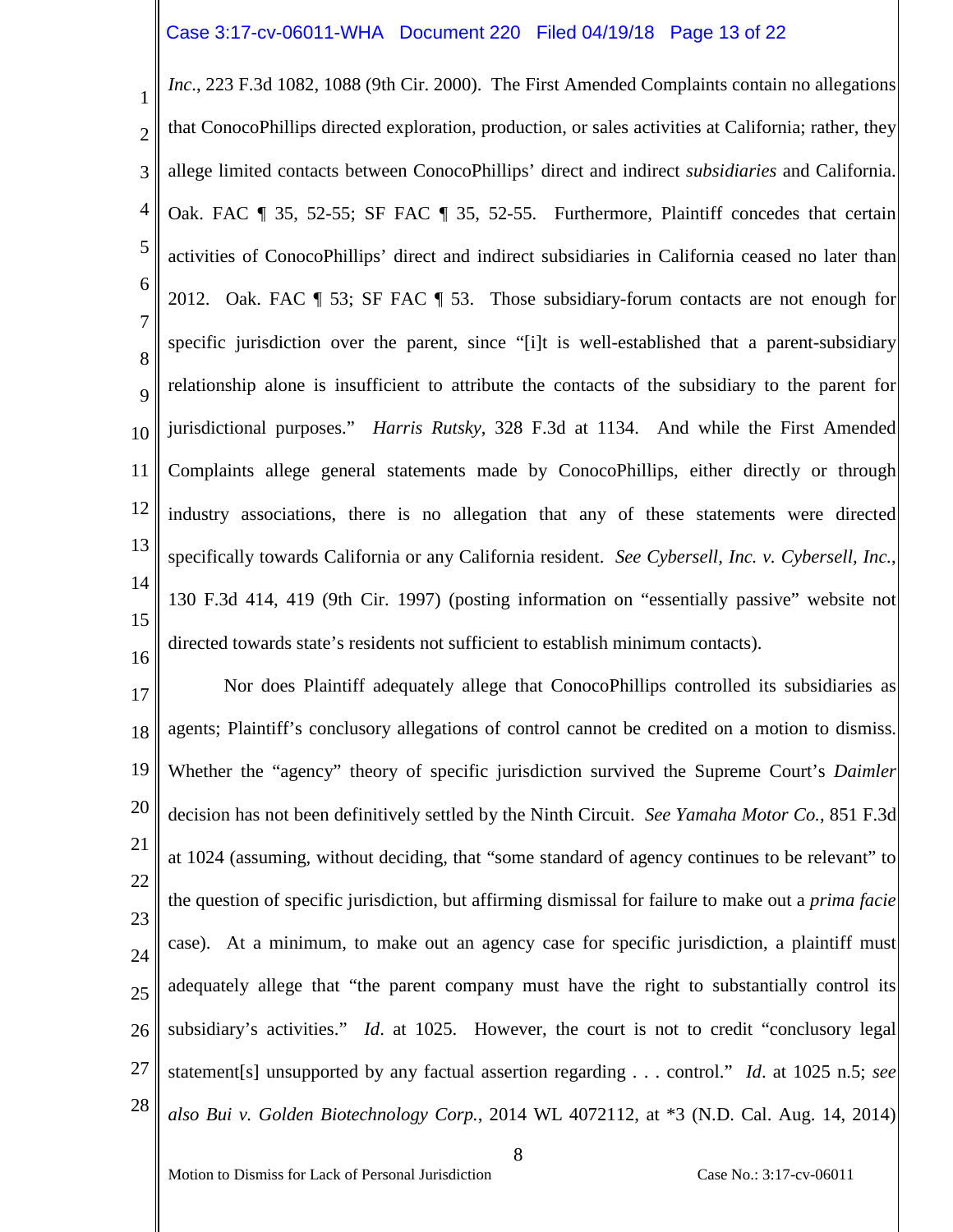*Inc*., 223 F.3d 1082, 1088 (9th Cir. 2000). The First Amended Complaints contain no allegations that ConocoPhillips directed exploration, production, or sales activities at California; rather, they allege limited contacts between ConocoPhillips' direct and indirect *subsidiaries* and California. Oak. FAC ¶ 35, 52-55; SF FAC ¶ 35, 52-55. Furthermore, Plaintiff concedes that certain activities of ConocoPhillips' direct and indirect subsidiaries in California ceased no later than 2012. Oak. FAC ¶ 53; SF FAC ¶ 53. Those subsidiary-forum contacts are not enough for specific jurisdiction over the parent, since "[i]t is well-established that a parent-subsidiary relationship alone is insufficient to attribute the contacts of the subsidiary to the parent for jurisdictional purposes." *Harris Rutsky*, 328 F.3d at 1134. And while the First Amended Complaints allege general statements made by ConocoPhillips, either directly or through industry associations, there is no allegation that any of these statements were directed specifically towards California or any California resident. *See Cybersell, Inc. v. Cybersell, Inc.*, 130 F.3d 414, 419 (9th Cir. 1997) (posting information on "essentially passive" website not directed towards state's residents not sufficient to establish minimum contacts).

Nor does Plaintiff adequately allege that ConocoPhillips controlled its subsidiaries as agents; Plaintiff's conclusory allegations of control cannot be credited on a motion to dismiss. Whether the "agency" theory of specific jurisdiction survived the Supreme Court's *Daimler* decision has not been definitively settled by the Ninth Circuit. *See Yamaha Motor Co.*, 851 F.3d at 1024 (assuming, without deciding, that "some standard of agency continues to be relevant" to the question of specific jurisdiction, but affirming dismissal for failure to make out a *prima facie* case). At a minimum, to make out an agency case for specific jurisdiction, a plaintiff must adequately allege that "the parent company must have the right to substantially control its subsidiary's activities." *Id*. at 1025. However, the court is not to credit "conclusory legal statement[s] unsupported by any factual assertion regarding . . . control." *Id*. at 1025 n.5; *see also Bui v. Golden Biotechnology Corp.*, 2014 WL 4072112, at *3 (N.D. Cal. Aug. 14, 2014)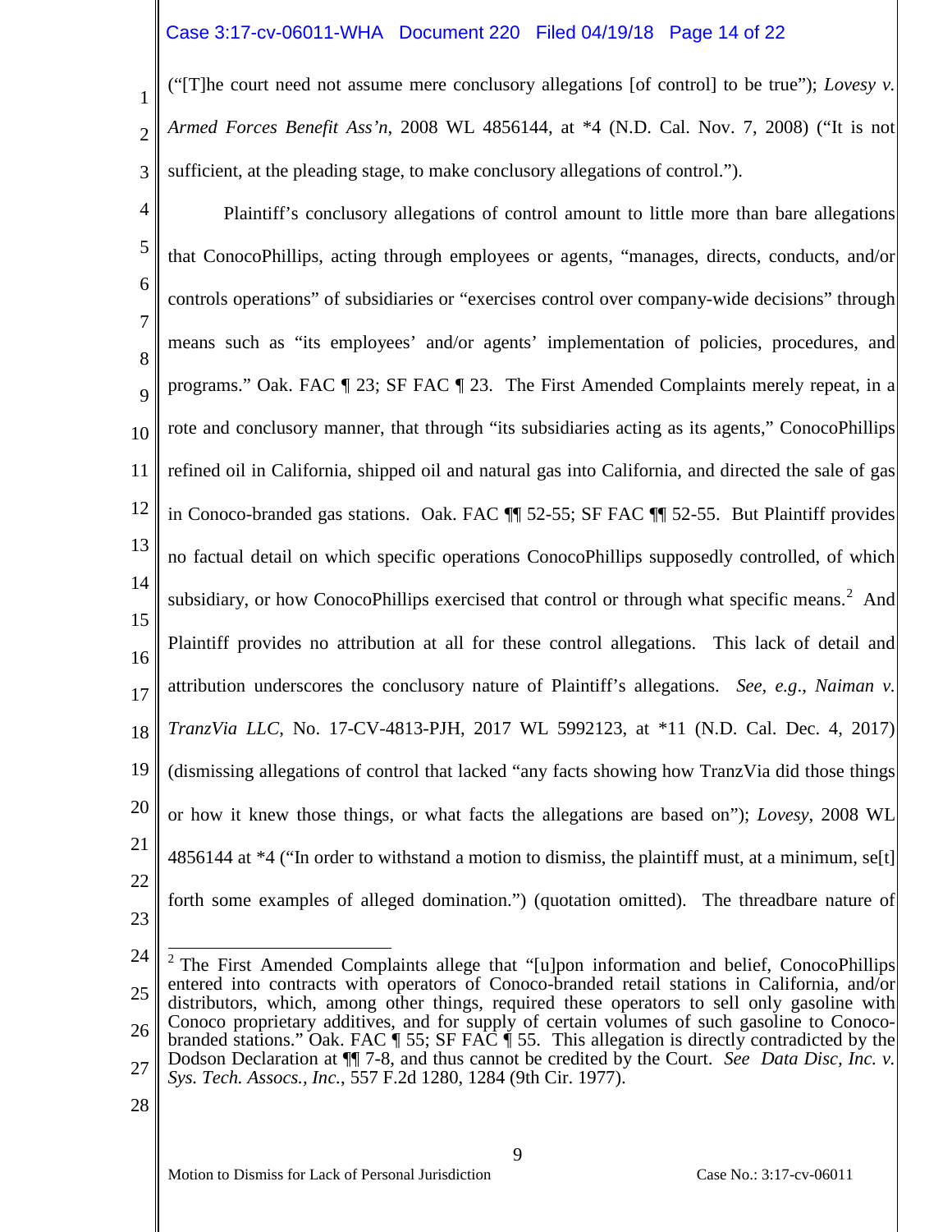("[T]he court need not assume mere conclusory allegations [of control] to be true"); *Lovesy v. Armed Forces Benefit Ass'n*, 2008 WL 4856144, at *4 (N.D. Cal. Nov. 7, 2008) ("It is not sufficient, at the pleading stage, to make conclusory allegations of control.").

Plaintiff's conclusory allegations of control amount to little more than bare allegations that ConocoPhillips, acting through employees or agents, "manages, directs, conducts, and/or controls operations" of subsidiaries or "exercises control over company-wide decisions" through means such as "its employees' and/or agents' implementation of policies, procedures, and programs." Oak. FAC ¶ 23; SF FAC ¶ 23. The First Amended Complaints merely repeat, in a rote and conclusory manner, that through "its subsidiaries acting as its agents," ConocoPhillips refined oil in California, shipped oil and natural gas into California, and directed the sale of gas in Conoco-branded gas stations. Oak. FAC ¶¶ 52-55; SF FAC ¶¶ 52-55. But Plaintiff provides no factual detail on which specific operations ConocoPhillips supposedly controlled, of which subsidiary, or how ConocoPhillips exercised that control or through what specific means.[2] And Plaintiff provides no attribution at all for these control allegations. This lack of detail and attribution underscores the conclusory nature of Plaintiff's allegations. *See, e.g.*, *Naiman v. TranzVia LLC*, No. 17-CV-4813-PJH, 2017 WL 5992123, at *11 (N.D. Cal. Dec. 4, 2017) (dismissing allegations of control that lacked "any facts showing how TranzVia did those things or how it knew those things, or what facts the allegations are based on"); *Lovesy*, 2008 WL 4856144 at *4 ("In order to withstand a motion to dismiss, the plaintiff must, at a minimum, se[t] forth some examples of alleged domination.") (quotation omitted). The threadbare nature of

---

[2] The First Amended Complaints allege that "[u]pon information and belief, ConocoPhillips entered into contracts with operators of Conoco-branded retail stations in California, and/or distributors, which, among other things, required these operators to sell only gasoline with Conoco proprietary additives, and for supply of certain volumes of such gasoline to Conoco-branded stations." Oak. FAC ¶ 55; SF FAC ¶ 55. This allegation is directly contradicted by the Dodson Declaration at ¶¶ 7-8, and thus cannot be credited by the Court. *See Data Disc, Inc. v. Sys. Tech. Assocs., Inc.*, 557 F.2d 1280, 1284 (9th Cir. 1977).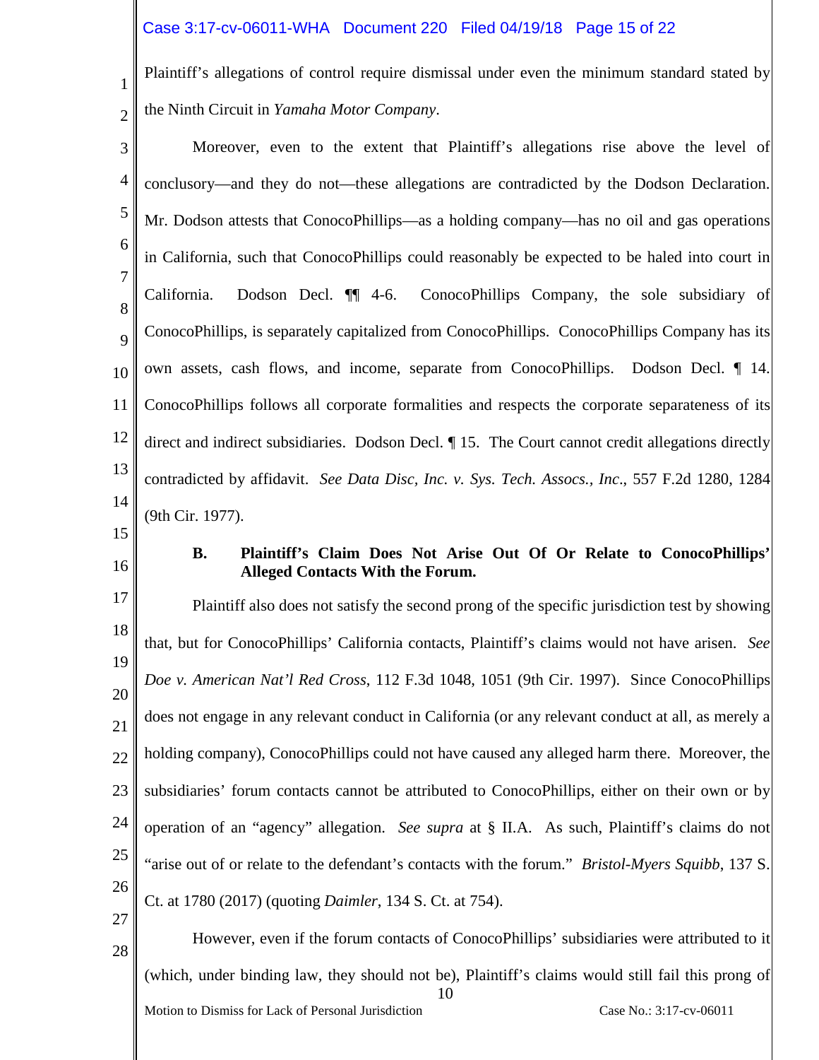Plaintiff's allegations of control require dismissal under even the minimum standard stated by the Ninth Circuit in *Yamaha Motor Company*.

Moreover, even to the extent that Plaintiff's allegations rise above the level of conclusory—and they do not—these allegations are contradicted by the Dodson Declaration. Mr. Dodson attests that ConocoPhillips—as a holding company—has no oil and gas operations in California, such that ConocoPhillips could reasonably be expected to be haled into court in California. Dodson Decl. ¶¶ 4-6. ConocoPhillips Company, the sole subsidiary of ConocoPhillips, is separately capitalized from ConocoPhillips. ConocoPhillips Company has its own assets, cash flows, and income, separate from ConocoPhillips. Dodson Decl. ¶ 14. ConocoPhillips follows all corporate formalities and respects the corporate separateness of its direct and indirect subsidiaries. Dodson Decl. ¶ 15. The Court cannot credit allegations directly contradicted by affidavit. *See Data Disc, Inc. v. Sys. Tech. Assocs., Inc*., 557 F.2d 1280, 1284 (9th Cir. 1977).

### B. Plaintiff's Claim Does Not Arise Out Of Or Relate to ConocoPhillips' Alleged Contacts With the Forum.

Plaintiff also does not satisfy the second prong of the specific jurisdiction test by showing that, but for ConocoPhillips' California contacts, Plaintiff's claims would not have arisen. *See Doe v. American Nat'l Red Cross*, 112 F.3d 1048, 1051 (9th Cir. 1997). Since ConocoPhillips does not engage in any relevant conduct in California (or any relevant conduct at all, as merely a holding company), ConocoPhillips could not have caused any alleged harm there. Moreover, the subsidiaries' forum contacts cannot be attributed to ConocoPhillips, either on their own or by operation of an "agency" allegation. *See supra* at § II.A. As such, Plaintiff's claims do not "arise out of or relate to the defendant's contacts with the forum." *Bristol-Myers Squibb*, 137 S. Ct. at 1780 (2017) (quoting *Daimler*, 134 S. Ct. at 754).

However, even if the forum contacts of ConocoPhillips' subsidiaries were attributed to it (which, under binding law, they should not be), Plaintiff's claims would still fail this prong of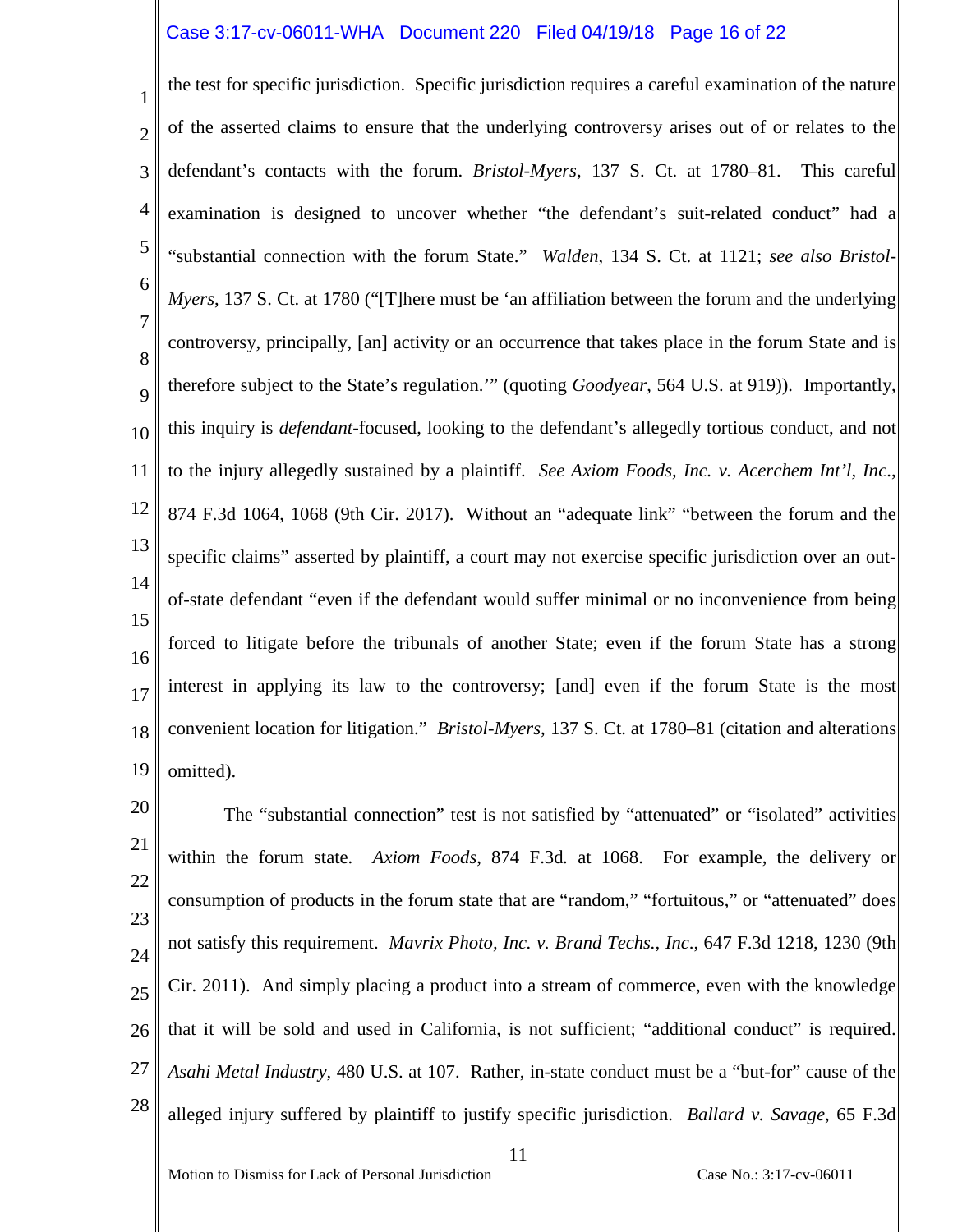the test for specific jurisdiction. Specific jurisdiction requires a careful examination of the nature of the asserted claims to ensure that the underlying controversy arises out of or relates to the defendant's contacts with the forum. *Bristol-Myers*, 137 S. Ct. at 1780–81. This careful examination is designed to uncover whether "the defendant's suit-related conduct" had a "substantial connection with the forum State." *Walden*, 134 S. Ct. at 1121; *see also Bristol-Myers*, 137 S. Ct. at 1780 ("[T]here must be 'an affiliation between the forum and the underlying controversy, principally, [an] activity or an occurrence that takes place in the forum State and is therefore subject to the State's regulation.'" (quoting *Goodyear*, 564 U.S. at 919)). Importantly, this inquiry is *defendant*-focused, looking to the defendant's allegedly tortious conduct, and not to the injury allegedly sustained by a plaintiff. *See Axiom Foods, Inc. v. Acerchem Int'l, Inc.*, 874 F.3d 1064, 1068 (9th Cir. 2017). Without an "adequate link" "between the forum and the specific claims" asserted by plaintiff, a court may not exercise specific jurisdiction over an out-of-state defendant "even if the defendant would suffer minimal or no inconvenience from being forced to litigate before the tribunals of another State; even if the forum State has a strong interest in applying its law to the controversy; [and] even if the forum State is the most convenient location for litigation." *Bristol-Myers*, 137 S. Ct. at 1780–81 (citation and alterations omitted).

The "substantial connection" test is not satisfied by "attenuated" or "isolated" activities within the forum state. *Axiom Foods*, 874 F.3d. at 1068. For example, the delivery or consumption of products in the forum state that are "random," "fortuitous," or "attenuated" does not satisfy this requirement. *Mavrix Photo, Inc. v. Brand Techs., Inc.*, 647 F.3d 1218, 1230 (9th Cir. 2011). And simply placing a product into a stream of commerce, even with the knowledge that it will be sold and used in California, is not sufficient; "additional conduct" is required. *Asahi Metal Industry*, 480 U.S. at 107. Rather, in-state conduct must be a "but-for" cause of the alleged injury suffered by plaintiff to justify specific jurisdiction. *Ballard v. Savage*, 65 F.3d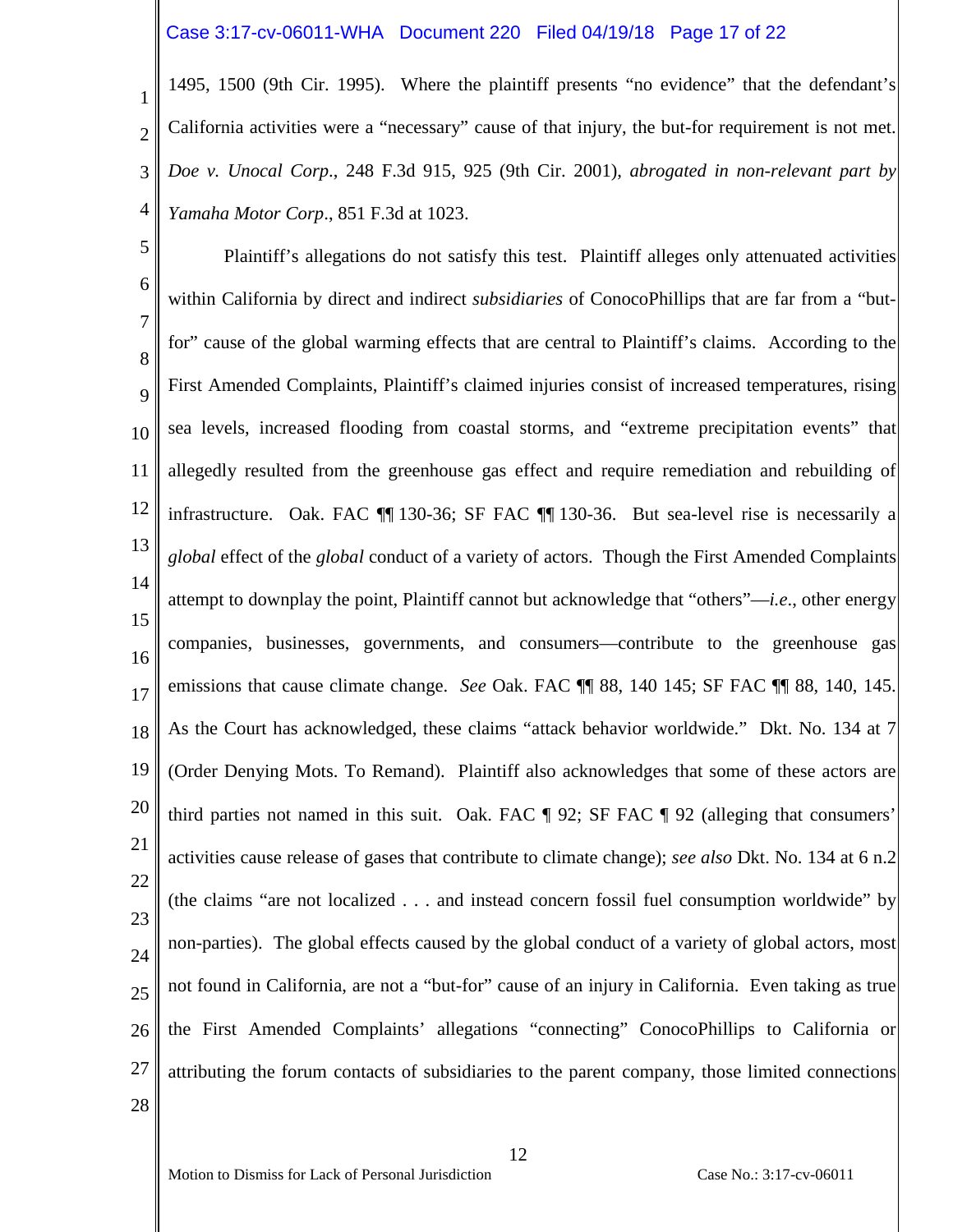1495, 1500 (9th Cir. 1995). Where the plaintiff presents "no evidence" that the defendant's California activities were a "necessary" cause of that injury, the but-for requirement is not met. *Doe v. Unocal Corp*., 248 F.3d 915, 925 (9th Cir. 2001), *abrogated in non-relevant part by Yamaha Motor Corp*., 851 F.3d at 1023.

Plaintiff's allegations do not satisfy this test. Plaintiff alleges only attenuated activities within California by direct and indirect *subsidiaries* of ConocoPhillips that are far from a "but-for" cause of the global warming effects that are central to Plaintiff's claims. According to the First Amended Complaints, Plaintiff's claimed injuries consist of increased temperatures, rising sea levels, increased flooding from coastal storms, and "extreme precipitation events" that allegedly resulted from the greenhouse gas effect and require remediation and rebuilding of infrastructure. Oak. FAC ¶¶ 130-36; SF FAC ¶¶ 130-36. But sea-level rise is necessarily a *global* effect of the *global* conduct of a variety of actors. Though the First Amended Complaints attempt to downplay the point, Plaintiff cannot but acknowledge that "others"—*i.e*., other energy companies, businesses, governments, and consumers—contribute to the greenhouse gas emissions that cause climate change. *See* Oak. FAC ¶¶ 88, 140 145; SF FAC ¶¶ 88, 140, 145. As the Court has acknowledged, these claims "attack behavior worldwide." Dkt. No. 134 at 7 (Order Denying Mots. To Remand). Plaintiff also acknowledges that some of these actors are third parties not named in this suit. Oak. FAC ¶ 92; SF FAC ¶ 92 (alleging that consumers' activities cause release of gases that contribute to climate change); *see also* Dkt. No. 134 at 6 n.2 (the claims "are not localized . . . and instead concern fossil fuel consumption worldwide" by non-parties). The global effects caused by the global conduct of a variety of global actors, most not found in California, are not a "but-for" cause of an injury in California. Even taking as true the First Amended Complaints' allegations "connecting" ConocoPhillips to California or attributing the forum contacts of subsidiaries to the parent company, those limited connections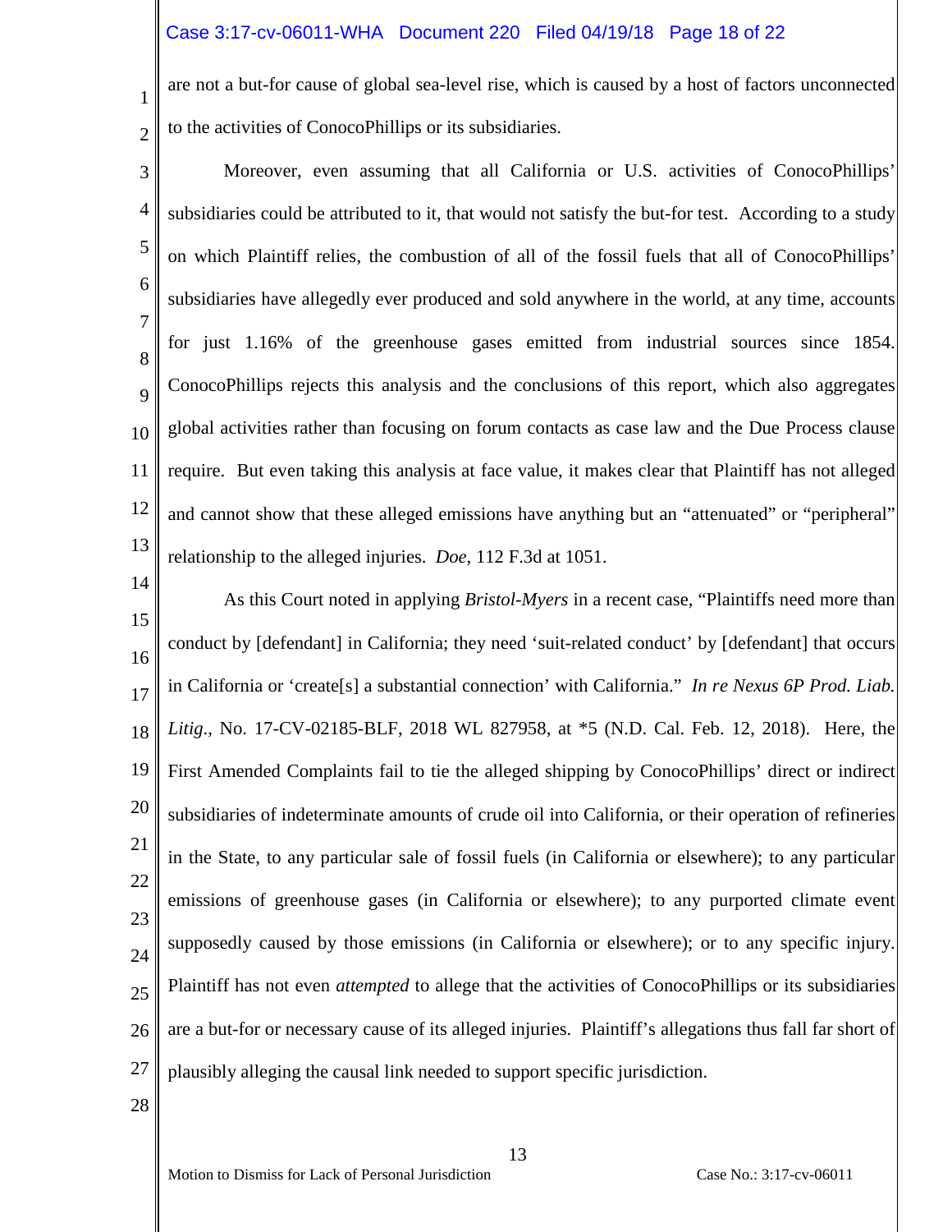are not a but-for cause of global sea-level rise, which is caused by a host of factors unconnected to the activities of ConocoPhillips or its subsidiaries.

Moreover, even assuming that all California or U.S. activities of ConocoPhillips' subsidiaries could be attributed to it, that would not satisfy the but-for test. According to a study on which Plaintiff relies, the combustion of all of the fossil fuels that all of ConocoPhillips' subsidiaries have allegedly ever produced and sold anywhere in the world, at any time, accounts for just 1.16% of the greenhouse gases emitted from industrial sources since 1854. ConocoPhillips rejects this analysis and the conclusions of this report, which also aggregates global activities rather than focusing on forum contacts as case law and the Due Process clause require. But even taking this analysis at face value, it makes clear that Plaintiff has not alleged and cannot show that these alleged emissions have anything but an "attenuated" or "peripheral" relationship to the alleged injuries. *Doe*, 112 F.3d at 1051.

As this Court noted in applying *Bristol-Myers* in a recent case, "Plaintiffs need more than conduct by [defendant] in California; they need 'suit-related conduct' by [defendant] that occurs in California or 'create[s] a substantial connection' with California." *In re Nexus 6P Prod. Liab. Litig*., No. 17-CV-02185-BLF, 2018 WL 827958, at *5 (N.D. Cal. Feb. 12, 2018). Here, the First Amended Complaints fail to tie the alleged shipping by ConocoPhillips' direct or indirect subsidiaries of indeterminate amounts of crude oil into California, or their operation of refineries in the State, to any particular sale of fossil fuels (in California or elsewhere); to any particular emissions of greenhouse gases (in California or elsewhere); to any purported climate event supposedly caused by those emissions (in California or elsewhere); or to any specific injury. Plaintiff has not even *attempted* to allege that the activities of ConocoPhillips or its subsidiaries are a but-for or necessary cause of its alleged injuries. Plaintiff's allegations thus fall far short of plausibly alleging the causal link needed to support specific jurisdiction.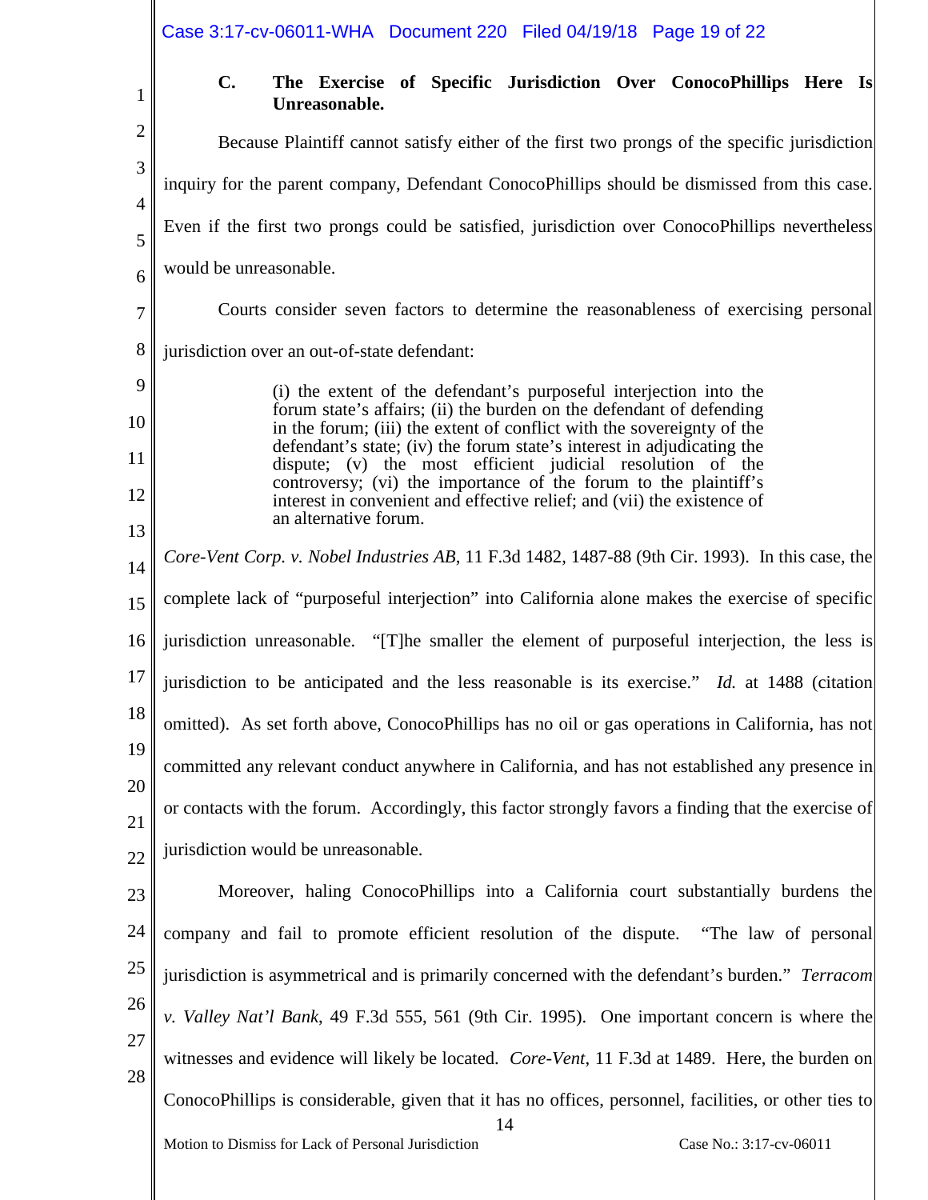### C. The Exercise of Specific Jurisdiction Over ConocoPhillips Here Is Unreasonable.

Because Plaintiff cannot satisfy either of the first two prongs of the specific jurisdiction inquiry for the parent company, Defendant ConocoPhillips should be dismissed from this case. Even if the first two prongs could be satisfied, jurisdiction over ConocoPhillips nevertheless would be unreasonable.

Courts consider seven factors to determine the reasonableness of exercising personal jurisdiction over an out-of-state defendant:

> (i) the extent of the defendant's purposeful interjection into the forum state's affairs; (ii) the burden on the defendant of defending in the forum; (iii) the extent of conflict with the sovereignty of the defendant's state; (iv) the forum state's interest in adjudicating the dispute; (v) the most efficient judicial resolution of the controversy; (vi) the importance of the forum to the plaintiff's interest in convenient and effective relief; and (vii) the existence of an alternative forum.

*Core-Vent Corp. v. Nobel Industries AB*, 11 F.3d 1482, 1487-88 (9th Cir. 1993). In this case, the complete lack of "purposeful interjection" into California alone makes the exercise of specific jurisdiction unreasonable. "[T]he smaller the element of purposeful interjection, the less is jurisdiction to be anticipated and the less reasonable is its exercise." *Id.* at 1488 (citation omitted). As set forth above, ConocoPhillips has no oil or gas operations in California, has not committed any relevant conduct anywhere in California, and has not established any presence in or contacts with the forum. Accordingly, this factor strongly favors a finding that the exercise of jurisdiction would be unreasonable.

Moreover, haling ConocoPhillips into a California court substantially burdens the company and fail to promote efficient resolution of the dispute. "The law of personal jurisdiction is asymmetrical and is primarily concerned with the defendant's burden." *Terracom v. Valley Nat'l Bank*, 49 F.3d 555, 561 (9th Cir. 1995). One important concern is where the witnesses and evidence will likely be located. *Core-Vent*, 11 F.3d at 1489. Here, the burden on ConocoPhillips is considerable, given that it has no offices, personnel, facilities, or other ties to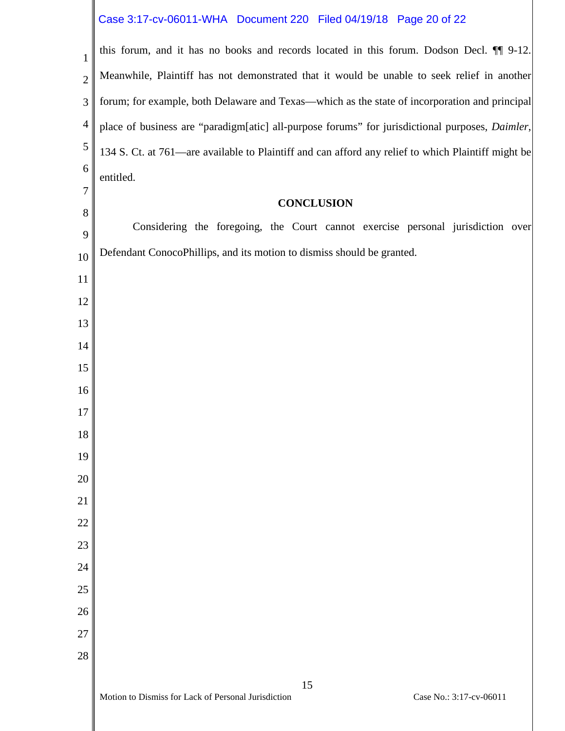this forum, and it has no books and records located in this forum. Dodson Decl. ¶¶ 9-12. Meanwhile, Plaintiff has not demonstrated that it would be unable to seek relief in another forum; for example, both Delaware and Texas—which as the state of incorporation and principal place of business are "paradigm[atic] all-purpose forums" for jurisdictional purposes, *Daimler*, 134 S. Ct. at 761—are available to Plaintiff and can afford any relief to which Plaintiff might be entitled.

## CONCLUSION

Considering the foregoing, the Court cannot exercise personal jurisdiction over Defendant ConocoPhillips, and its motion to dismiss should be granted.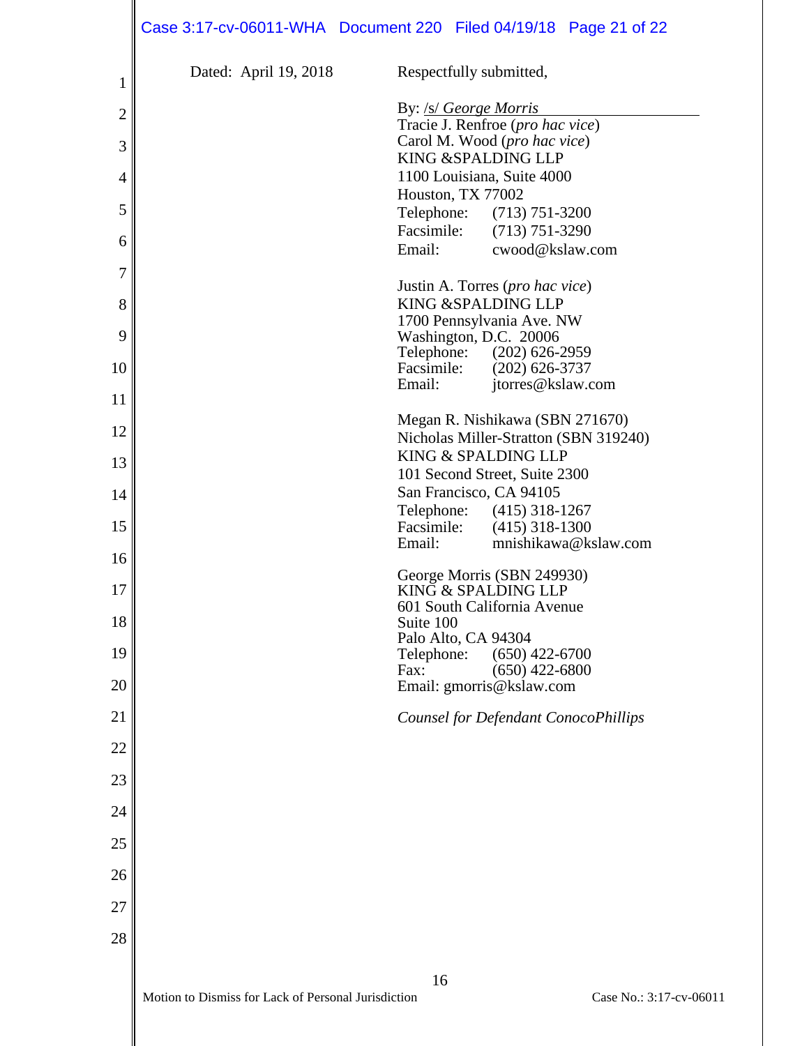Dated: April 19, 2018

Respectfully submitted,

By: /s/ *George Morris*
Tracie J. Renfroe (*pro hac vice*)
Carol M. Wood (*pro hac vice*)
KING &SPALDING LLP
1100 Louisiana, Suite 4000
Houston, TX 77002
Telephone: (713) 751-3200
Facsimile: (713) 751-3290
Email: cwood@kslaw.com

Justin A. Torres (*pro hac vice*)
KING &SPALDING LLP
1700 Pennsylvania Ave. NW
Washington, D.C. 20006
Telephone: (202) 626-2959
Facsimile: (202) 626-3737
Email: jtorres@kslaw.com

Megan R. Nishikawa (SBN 271670)
Nicholas Miller-Stratton (SBN 319240)
KING & SPALDING LLP
101 Second Street, Suite 2300
San Francisco, CA 94105
Telephone: (415) 318-1267
Facsimile: (415) 318-1300
Email: mnishikawa@kslaw.com

George Morris (SBN 249930)
KING & SPALDING LLP
601 South California Avenue
Suite 100
Palo Alto, CA 94304
Telephone: (650) 422-6700
Fax: (650) 422-6800
Email: gmorris@kslaw.com

*Counsel for Defendant ConocoPhillips*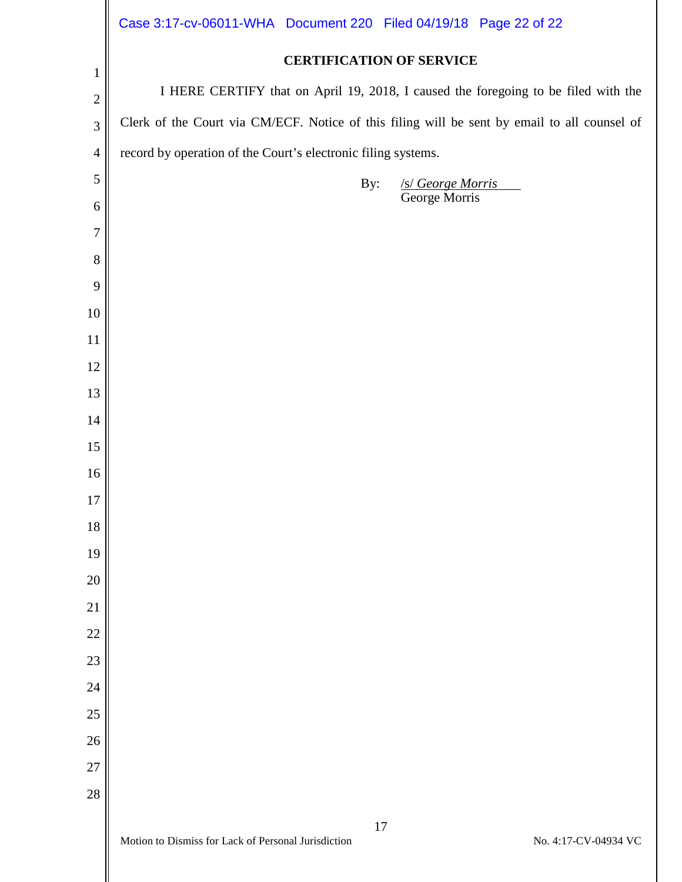**CERTIFICATION OF SERVICE**

I HERE CERTIFY that on April 19, 2018, I caused the foregoing to be filed with the Clerk of the Court via CM/ECF. Notice of this filing will be sent by email to all counsel of record by operation of the Court's electronic filing systems.

By: /s/ *George Morris*
George Morris